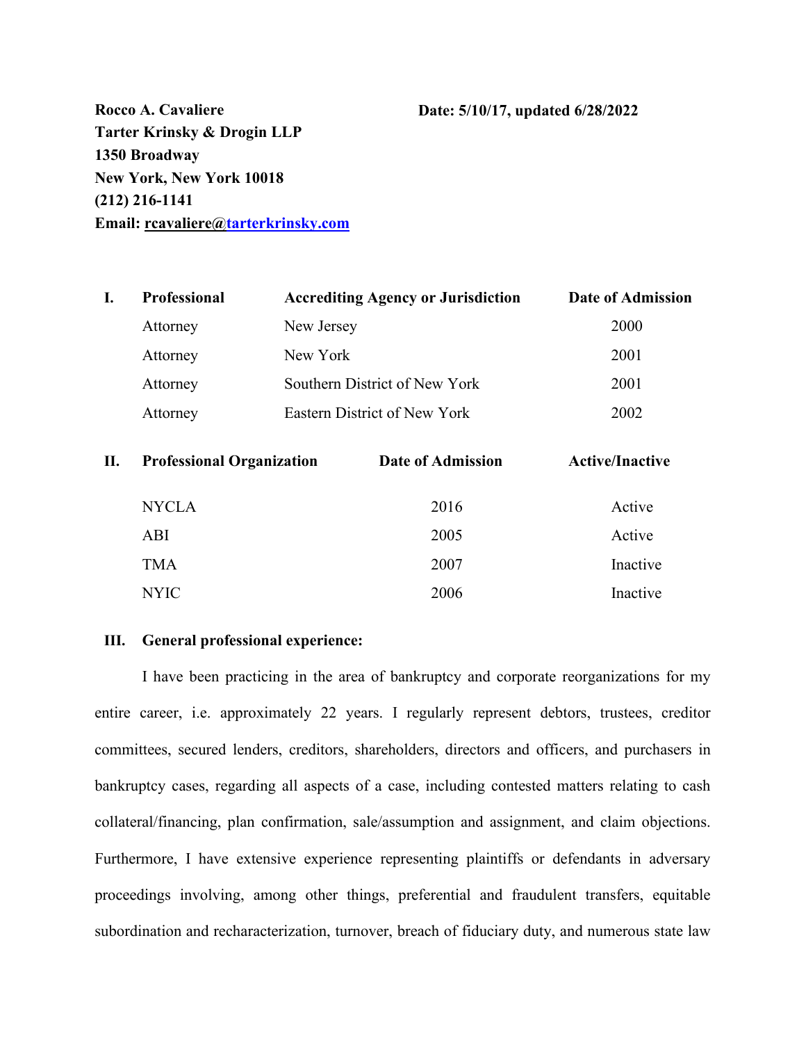**Rocco A. Cavaliere**
**Tarter Krinsky & Drogin LLP**
**1350 Broadway**
**New York, New York 10018**
**(212) 216-1141**
**Email: rcavaliere@tarterkrinsky.com**

**Date: 5/10/17, updated 6/28/2022**

| I. | **Professional** | **Accrediting Agency or Jurisdiction** | **Date of Admission** |
|---|---|---|---|
| | Attorney | New Jersey | 2000 |
| | Attorney | New York | 2001 |
| | Attorney | Southern District of New York | 2001 |
| | Attorney | Eastern District of New York | 2002 |

| II. | **Professional Organization** | **Date of Admission** | **Active/Inactive** |
|---|---|---|---|
| | NYCLA | 2016 | Active |
| | ABI | 2005 | Active |
| | TMA | 2007 | Inactive |
| | NYIC | 2006 | Inactive |

**III. General professional experience:**

I have been practicing in the area of bankruptcy and corporate reorganizations for my entire career, i.e. approximately 22 years. I regularly represent debtors, trustees, creditor committees, secured lenders, creditors, shareholders, directors and officers, and purchasers in bankruptcy cases, regarding all aspects of a case, including contested matters relating to cash collateral/financing, plan confirmation, sale/assumption and assignment, and claim objections. Furthermore, I have extensive experience representing plaintiffs or defendants in adversary proceedings involving, among other things, preferential and fraudulent transfers, equitable subordination and recharacterization, turnover, breach of fiduciary duty, and numerous state law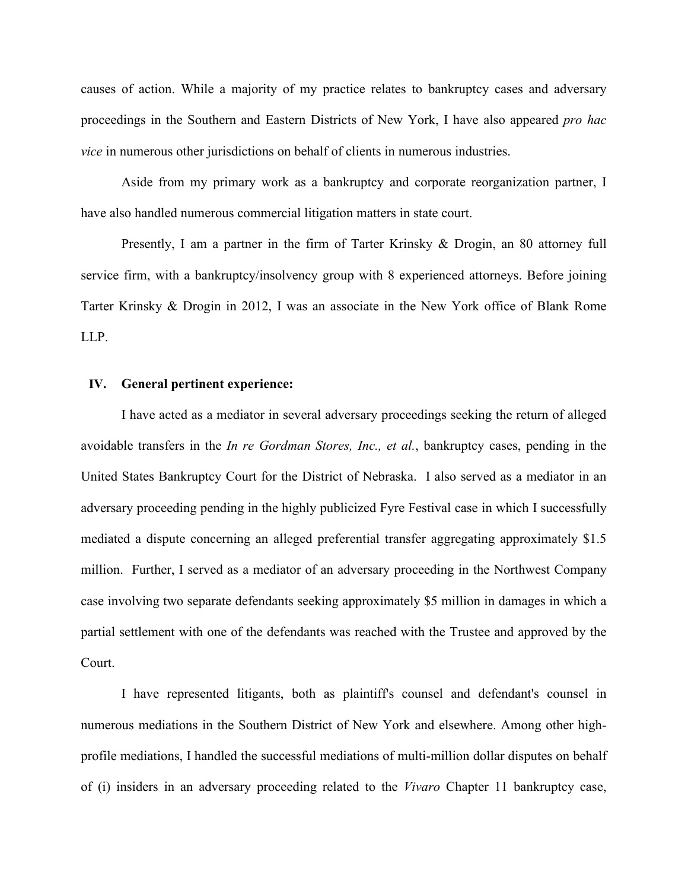causes of action. While a majority of my practice relates to bankruptcy cases and adversary proceedings in the Southern and Eastern Districts of New York, I have also appeared *pro hac vice* in numerous other jurisdictions on behalf of clients in numerous industries.

Aside from my primary work as a bankruptcy and corporate reorganization partner, I have also handled numerous commercial litigation matters in state court.

Presently, I am a partner in the firm of Tarter Krinsky & Drogin, an 80 attorney full service firm, with a bankruptcy/insolvency group with 8 experienced attorneys. Before joining Tarter Krinsky & Drogin in 2012, I was an associate in the New York office of Blank Rome LLP.

## IV. General pertinent experience:

I have acted as a mediator in several adversary proceedings seeking the return of alleged avoidable transfers in the *In re Gordman Stores, Inc., et al.*, bankruptcy cases, pending in the United States Bankruptcy Court for the District of Nebraska. I also served as a mediator in an adversary proceeding pending in the highly publicized Fyre Festival case in which I successfully mediated a dispute concerning an alleged preferential transfer aggregating approximately $1.5 million. Further, I served as a mediator of an adversary proceeding in the Northwest Company case involving two separate defendants seeking approximately $5 million in damages in which a partial settlement with one of the defendants was reached with the Trustee and approved by the Court.

I have represented litigants, both as plaintiff's counsel and defendant's counsel in numerous mediations in the Southern District of New York and elsewhere. Among other high-profile mediations, I handled the successful mediations of multi-million dollar disputes on behalf of (i) insiders in an adversary proceeding related to the *Vivaro* Chapter 11 bankruptcy case,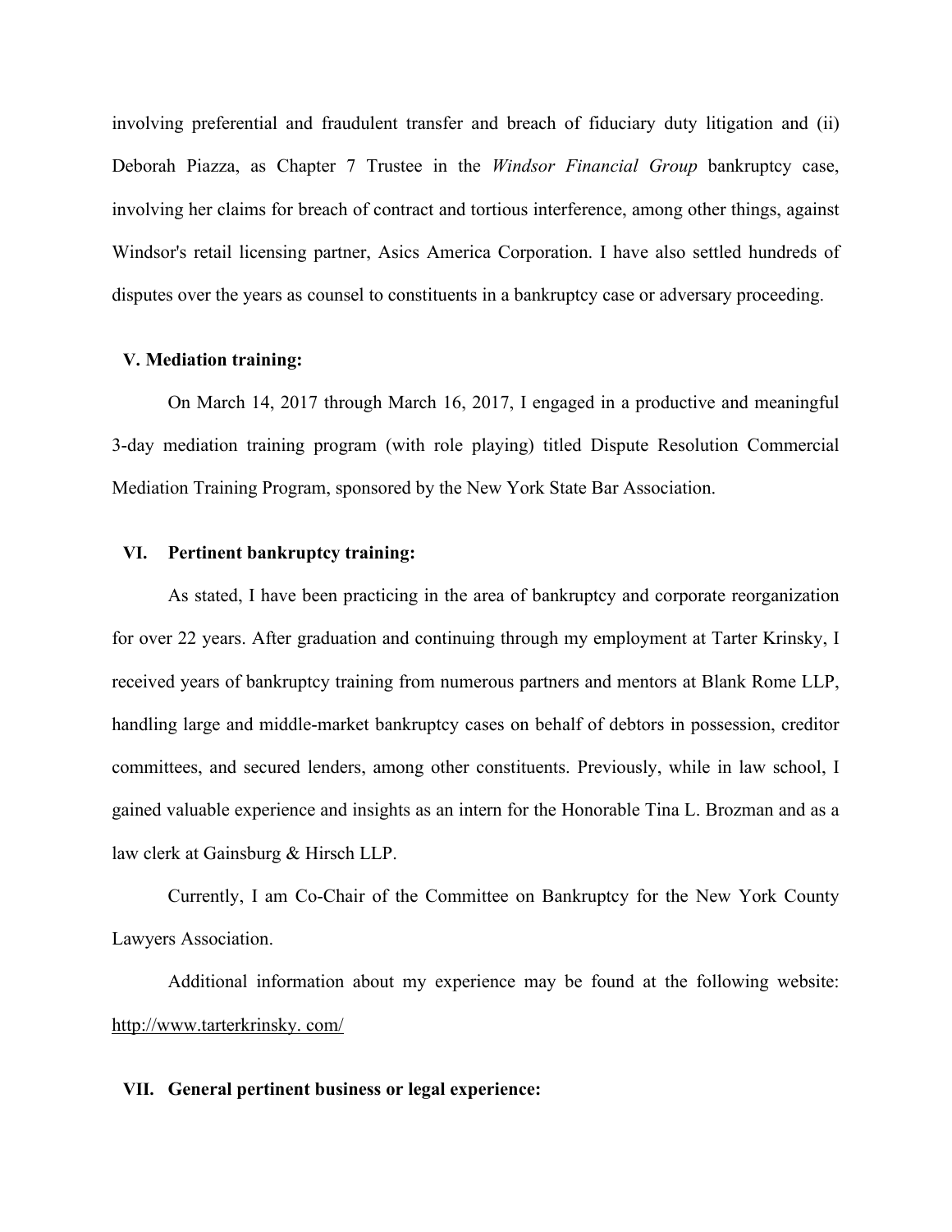involving preferential and fraudulent transfer and breach of fiduciary duty litigation and (ii) Deborah Piazza, as Chapter 7 Trustee in the *Windsor Financial Group* bankruptcy case, involving her claims for breach of contract and tortious interference, among other things, against Windsor's retail licensing partner, Asics America Corporation. I have also settled hundreds of disputes over the years as counsel to constituents in a bankruptcy case or adversary proceeding.

**V. Mediation training:**

On March 14, 2017 through March 16, 2017, I engaged in a productive and meaningful 3-day mediation training program (with role playing) titled Dispute Resolution Commercial Mediation Training Program, sponsored by the New York State Bar Association.

**VI. Pertinent bankruptcy training:**

As stated, I have been practicing in the area of bankruptcy and corporate reorganization for over 22 years. After graduation and continuing through my employment at Tarter Krinsky, I received years of bankruptcy training from numerous partners and mentors at Blank Rome LLP, handling large and middle-market bankruptcy cases on behalf of debtors in possession, creditor committees, and secured lenders, among other constituents. Previously, while in law school, I gained valuable experience and insights as an intern for the Honorable Tina L. Brozman and as a law clerk at Gainsburg & Hirsch LLP.

Currently, I am Co-Chair of the Committee on Bankruptcy for the New York County Lawyers Association.

Additional information about my experience may be found at the following website: http://www.tarterkrinsky. com/

**VII. General pertinent business or legal experience:**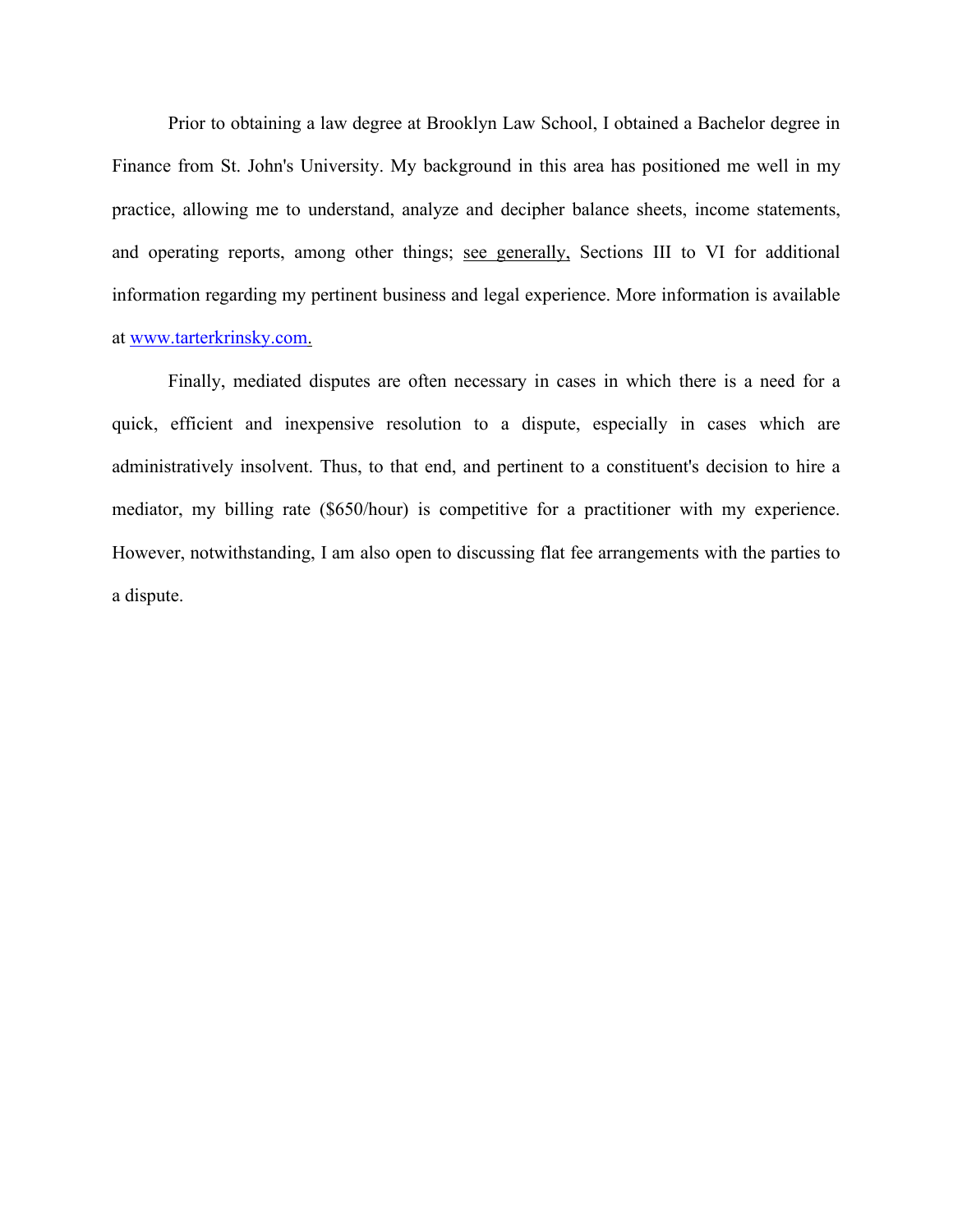Prior to obtaining a law degree at Brooklyn Law School, I obtained a Bachelor degree in Finance from St. John's University. My background in this area has positioned me well in my practice, allowing me to understand, analyze and decipher balance sheets, income statements, and operating reports, among other things; see generally, Sections III to VI for additional information regarding my pertinent business and legal experience. More information is available at www.tarterkrinsky.com.

Finally, mediated disputes are often necessary in cases in which there is a need for a quick, efficient and inexpensive resolution to a dispute, especially in cases which are administratively insolvent. Thus, to that end, and pertinent to a constituent's decision to hire a mediator, my billing rate ($650/hour) is competitive for a practitioner with my experience. However, notwithstanding, I am also open to discussing flat fee arrangements with the parties to a dispute.